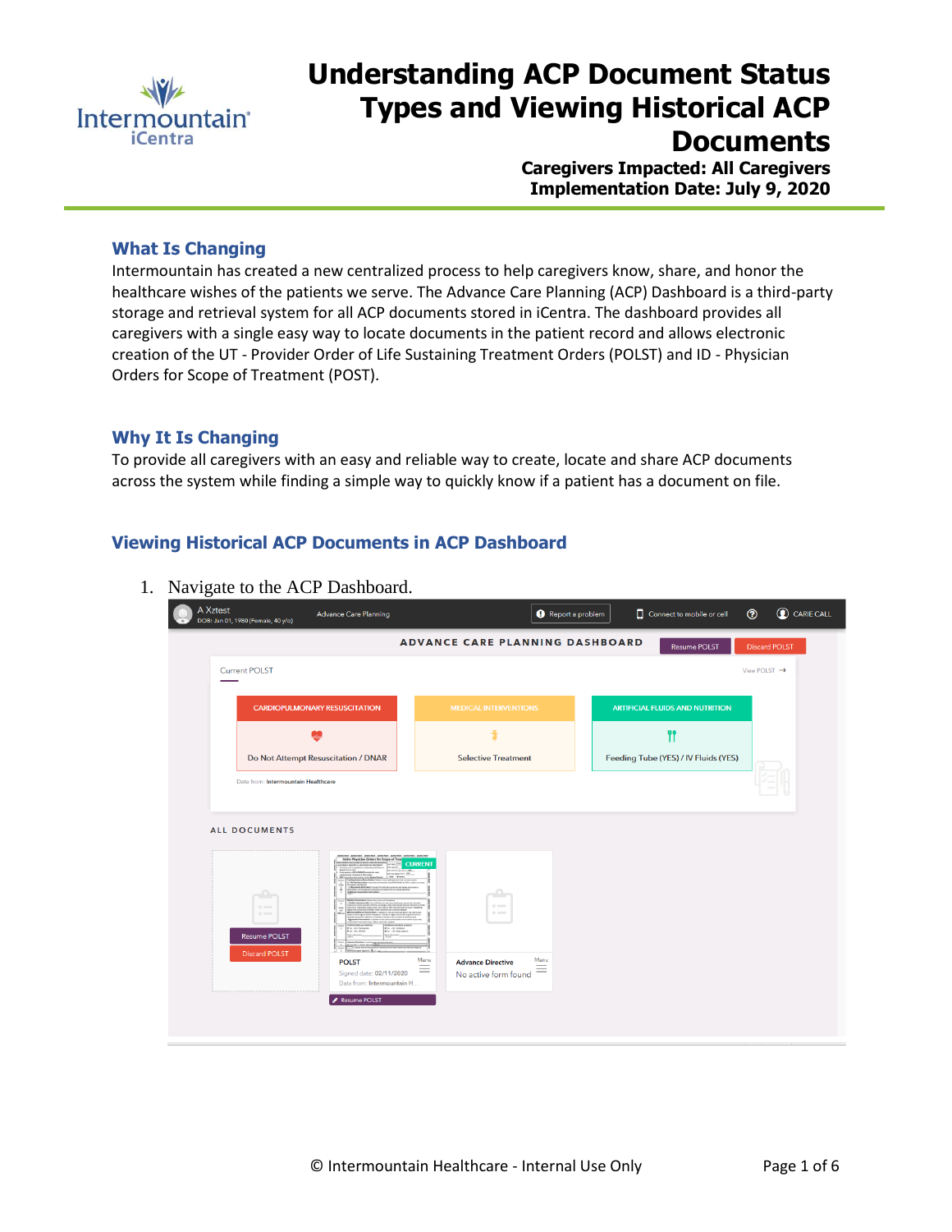# Understanding ACP Document Status Types and Viewing Historical ACP Documents

**Caregivers Impacted: All Caregivers**
**Implementation Date: July 9, 2020**

## What Is Changing

Intermountain has created a new centralized process to help caregivers know, share, and honor the healthcare wishes of the patients we serve. The Advance Care Planning (ACP) Dashboard is a third-party storage and retrieval system for all ACP documents stored in iCentra. The dashboard provides all caregivers with a single easy way to locate documents in the patient record and allows electronic creation of the UT - Provider Order of Life Sustaining Treatment Orders (POLST) and ID - Physician Orders for Scope of Treatment (POST).

## Why It Is Changing

To provide all caregivers with an easy and reliable way to create, locate and share ACP documents across the system while finding a simple way to quickly know if a patient has a document on file.

## Viewing Historical ACP Documents in ACP Dashboard

1. Navigate to the ACP Dashboard.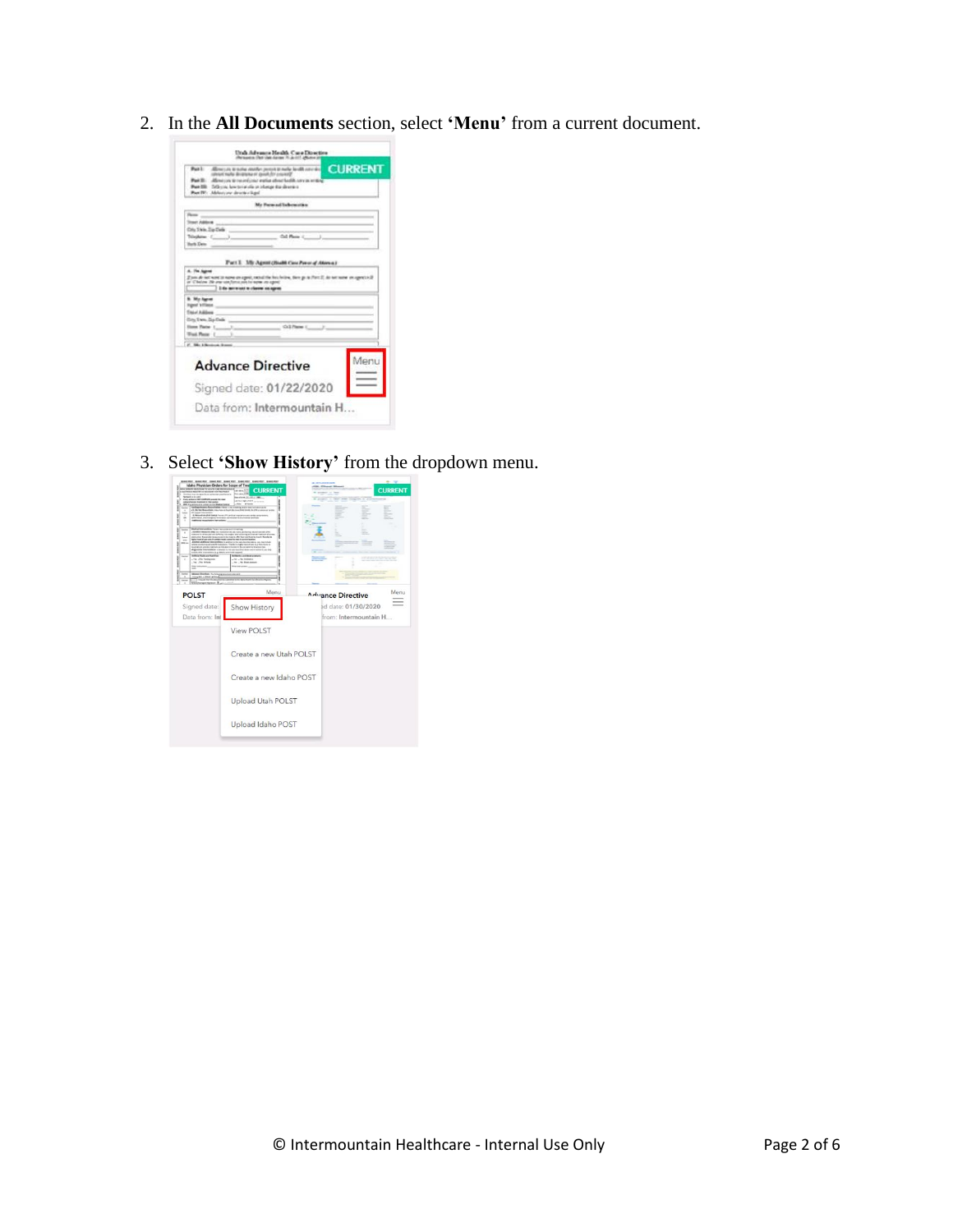2. In the **All Documents** section, select **'Menu'** from a current document.

3. Select **'Show History'** from the dropdown menu.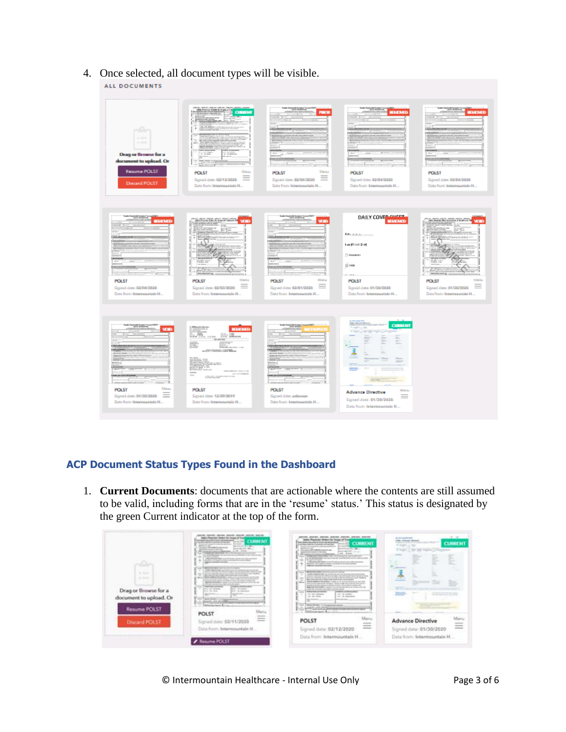4. Once selected, all document types will be visible.

## ACP Document Status Types Found in the Dashboard

1. **Current Documents**: documents that are actionable where the contents are still assumed to be valid, including forms that are in the 'resume' status.' This status is designated by the green Current indicator at the top of the form.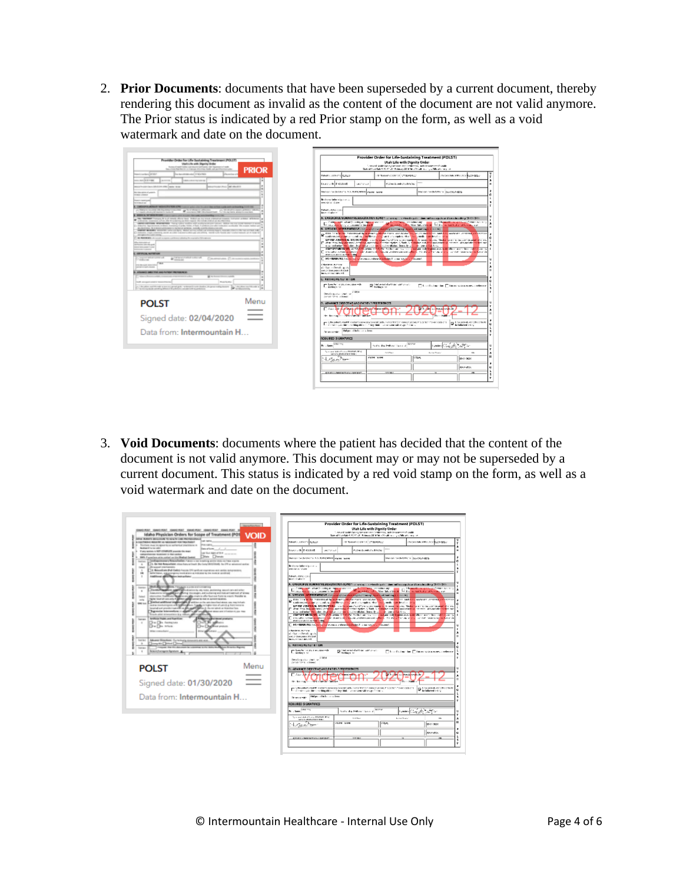2. **Prior Documents**: documents that have been superseded by a current document, thereby rendering this document as invalid as the content of the document are not valid anymore. The Prior status is indicated by a red Prior stamp on the form, as well as a void watermark and date on the document.

3. **Void Documents**: documents where the patient has decided that the content of the document is not valid anymore. This document may or may not be superseded by a current document. This status is indicated by a red void stamp on the form, as well as a void watermark and date on the document.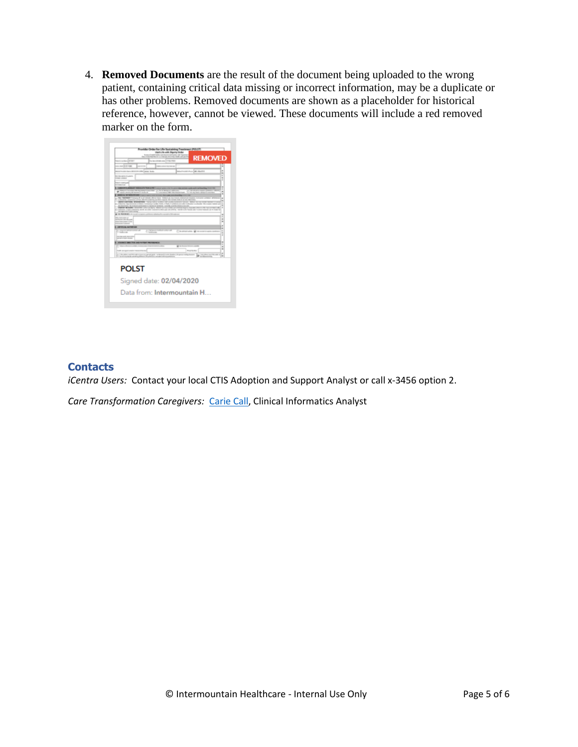4. **Removed Documents** are the result of the document being uploaded to the wrong patient, containing critical data missing or incorrect information, may be a duplicate or has other problems. Removed documents are shown as a placeholder for historical reference, however, cannot be viewed. These documents will include a red removed marker on the form.

## Contacts

*iCentra Users:* Contact your local CTIS Adoption and Support Analyst or call x-3456 option 2.

*Care Transformation Caregivers:* Carie Call, Clinical Informatics Analyst

© Intermountain Healthcare - Internal Use Only